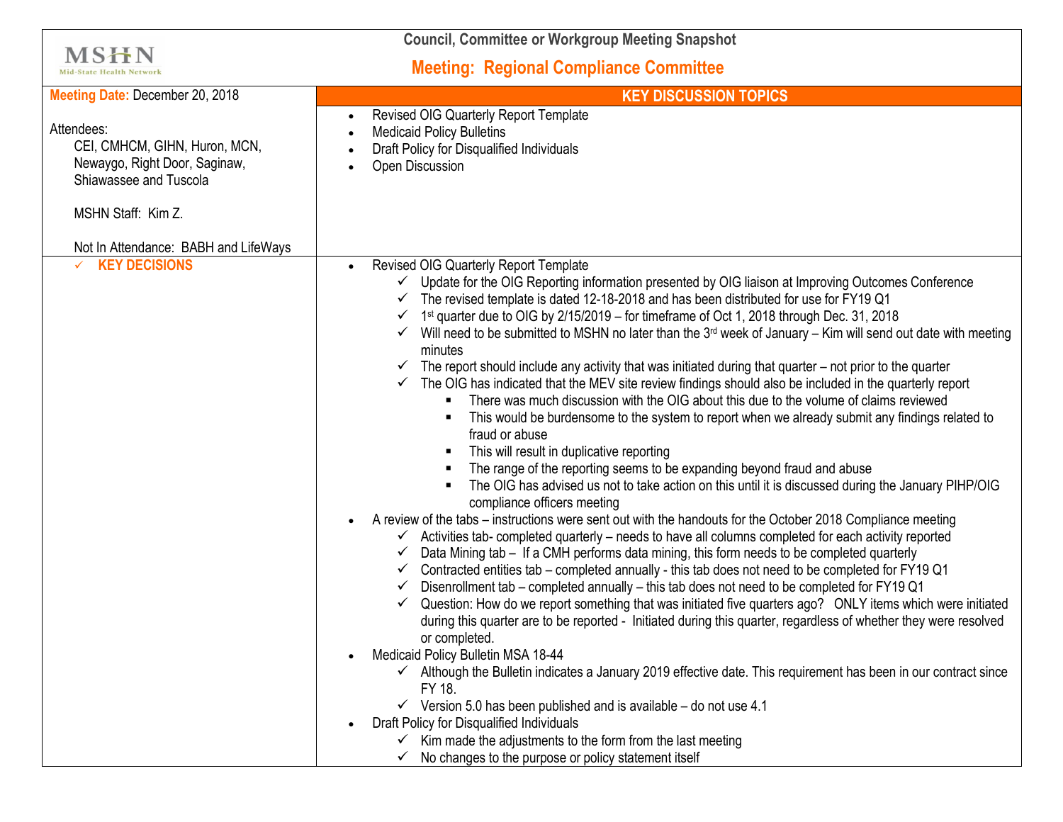# Council, Committee or Workgroup Meeting Snapshot

## Meeting: Regional Compliance Committee

**Meeting Date:** December 20, 2018

Attendees:
CEI, CMHCM, GIHN, Huron, MCN, Newaygo, Right Door, Saginaw, Shiawassee and Tuscola

MSHN Staff: Kim Z.

Not In Attendance: BABH and LifeWays

### KEY DISCUSSION TOPICS

- Revised OIG Quarterly Report Template
- Medicaid Policy Bulletins
- Draft Policy for Disqualified Individuals
- Open Discussion

### ✓ KEY DECISIONS

- Revised OIG Quarterly Report Template
  - ✓ Update for the OIG Reporting information presented by OIG liaison at Improving Outcomes Conference
  - ✓ The revised template is dated 12-18-2018 and has been distributed for use for FY19 Q1
  - ✓ 1st quarter due to OIG by 2/15/2019 – for timeframe of Oct 1, 2018 through Dec. 31, 2018
  - ✓ Will need to be submitted to MSHN no later than the 3rd week of January – Kim will send out date with meeting minutes
  - ✓ The report should include any activity that was initiated during that quarter – not prior to the quarter
  - ✓ The OIG has indicated that the MEV site review findings should also be included in the quarterly report
    - There was much discussion with the OIG about this due to the volume of claims reviewed
    - This would be burdensome to the system to report when we already submit any findings related to fraud or abuse
    - This will result in duplicative reporting
    - The range of the reporting seems to be expanding beyond fraud and abuse
    - The OIG has advised us not to take action on this until it is discussed during the January PIHP/OIG compliance officers meeting
- A review of the tabs – instructions were sent out with the handouts for the October 2018 Compliance meeting
  - ✓ Activities tab- completed quarterly – needs to have all columns completed for each activity reported
  - ✓ Data Mining tab – If a CMH performs data mining, this form needs to be completed quarterly
  - ✓ Contracted entities tab – completed annually - this tab does not need to be completed for FY19 Q1
  - ✓ Disenrollment tab – completed annually – this tab does not need to be completed for FY19 Q1
  - ✓ Question: How do we report something that was initiated five quarters ago? ONLY items which were initiated during this quarter are to be reported - Initiated during this quarter, regardless of whether they were resolved or completed.
- Medicaid Policy Bulletin MSA 18-44
  - ✓ Although the Bulletin indicates a January 2019 effective date. This requirement has been in our contract since FY 18.
  - ✓ Version 5.0 has been published and is available – do not use 4.1
- Draft Policy for Disqualified Individuals
  - ✓ Kim made the adjustments to the form from the last meeting
  - ✓ No changes to the purpose or policy statement itself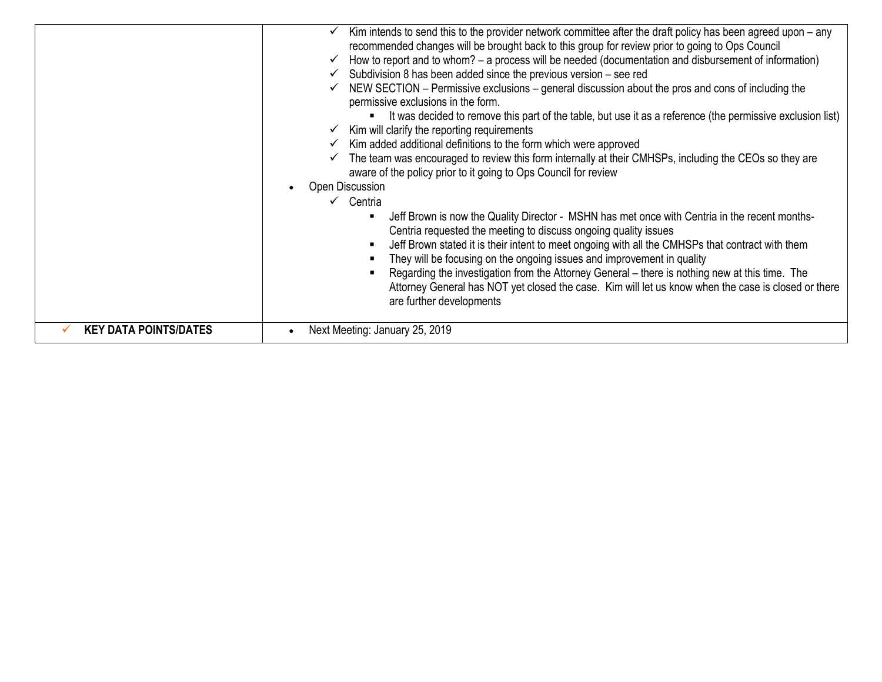| | |
|---|---|
| | ✓ Kim intends to send this to the provider network committee after the draft policy has been agreed upon – any recommended changes will be brought back to this group for review prior to going to Ops Council<br>✓ How to report and to whom? – a process will be needed (documentation and disbursement of information)<br>✓ Subdivision 8 has been added since the previous version – see red<br>✓ NEW SECTION – Permissive exclusions – general discussion about the pros and cons of including the permissive exclusions in the form.<br>▪ It was decided to remove this part of the table, but use it as a reference (the permissive exclusion list)<br>✓ Kim will clarify the reporting requirements<br>✓ Kim added additional definitions to the form which were approved<br>✓ The team was encouraged to review this form internally at their CMHSPs, including the CEOs so they are aware of the policy prior to it going to Ops Council for review<br>• Open Discussion<br>✓ Centria<br>▪ Jeff Brown is now the Quality Director - MSHN has met once with Centria in the recent months- Centria requested the meeting to discuss ongoing quality issues<br>▪ Jeff Brown stated it is their intent to meet ongoing with all the CMHSPs that contract with them<br>▪ They will be focusing on the ongoing issues and improvement in quality<br>▪ Regarding the investigation from the Attorney General – there is nothing new at this time. The Attorney General has NOT yet closed the case. Kim will let us know when the case is closed or there are further developments |
| ✓ **KEY DATA POINTS/DATES** | • Next Meeting: January 25, 2019 |